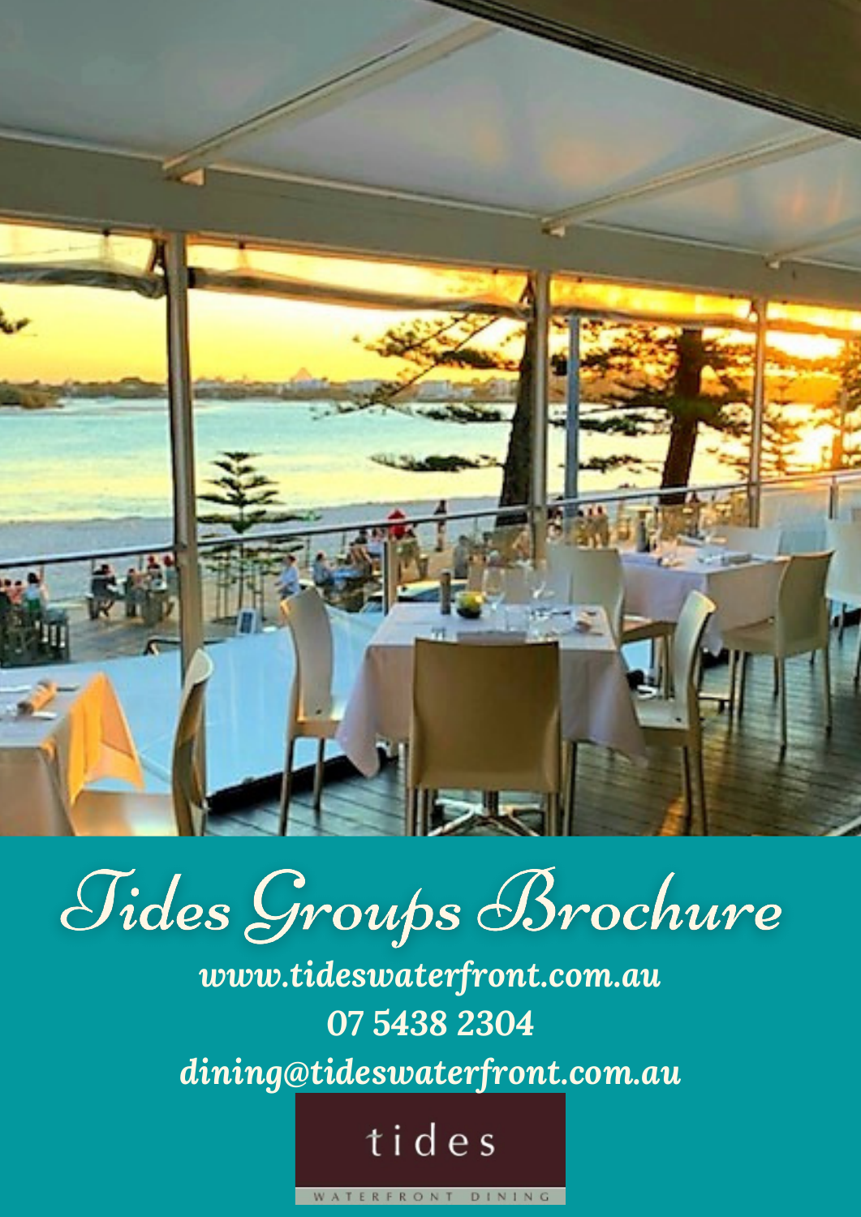# Tides Groups Brochure

**www.tideswaterfront.com.au**

**07 5438 2304**

**dining@tideswaterfront.com.au**

tides

WATERFRONT DINING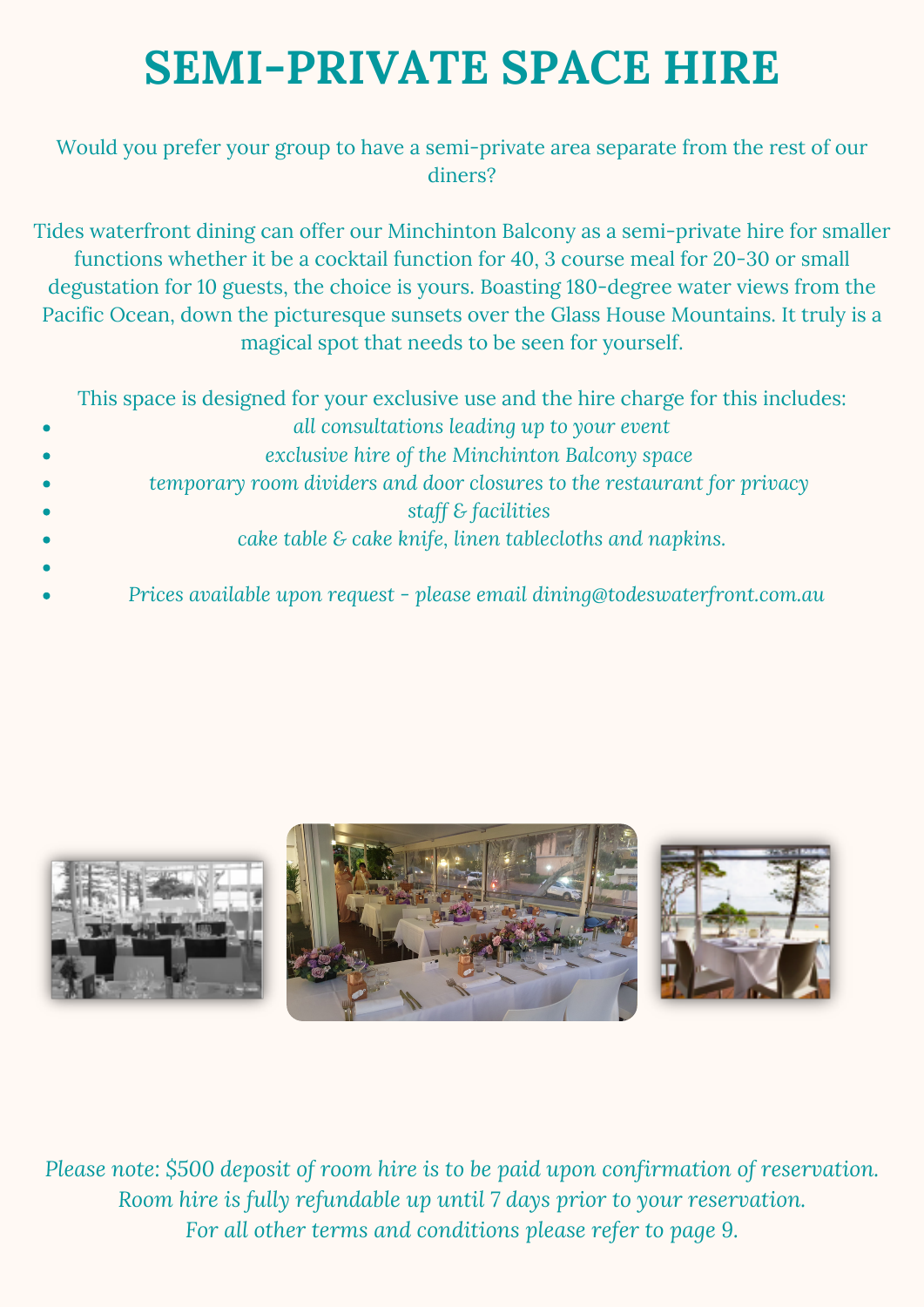# SEMI-PRIVATE SPACE HIRE

Would you prefer your group to have a semi-private area separate from the rest of our diners?

Tides waterfront dining can offer our Minchinton Balcony as a semi-private hire for smaller functions whether it be a cocktail function for 40, 3 course meal for 20-30 or small degustation for 10 guests, the choice is yours. Boasting 180-degree water views from the Pacific Ocean, down the picturesque sunsets over the Glass House Mountains. It truly is a magical spot that needs to be seen for yourself.

This space is designed for your exclusive use and the hire charge for this includes:

- *all consultations leading up to your event*
- *exclusive hire of the Minchinton Balcony space*
- *temporary room dividers and door closures to the restaurant for privacy*
- *staff & facilities*
- *cake table & cake knife, linen tablecloths and napkins.*
- *Prices available upon request - please email dining@todeswaterfront.com.au*

*Please note: $500 deposit of room hire is to be paid upon confirmation of reservation.*
*Room hire is fully refundable up until 7 days prior to your reservation.*
*For all other terms and conditions please refer to page 9.*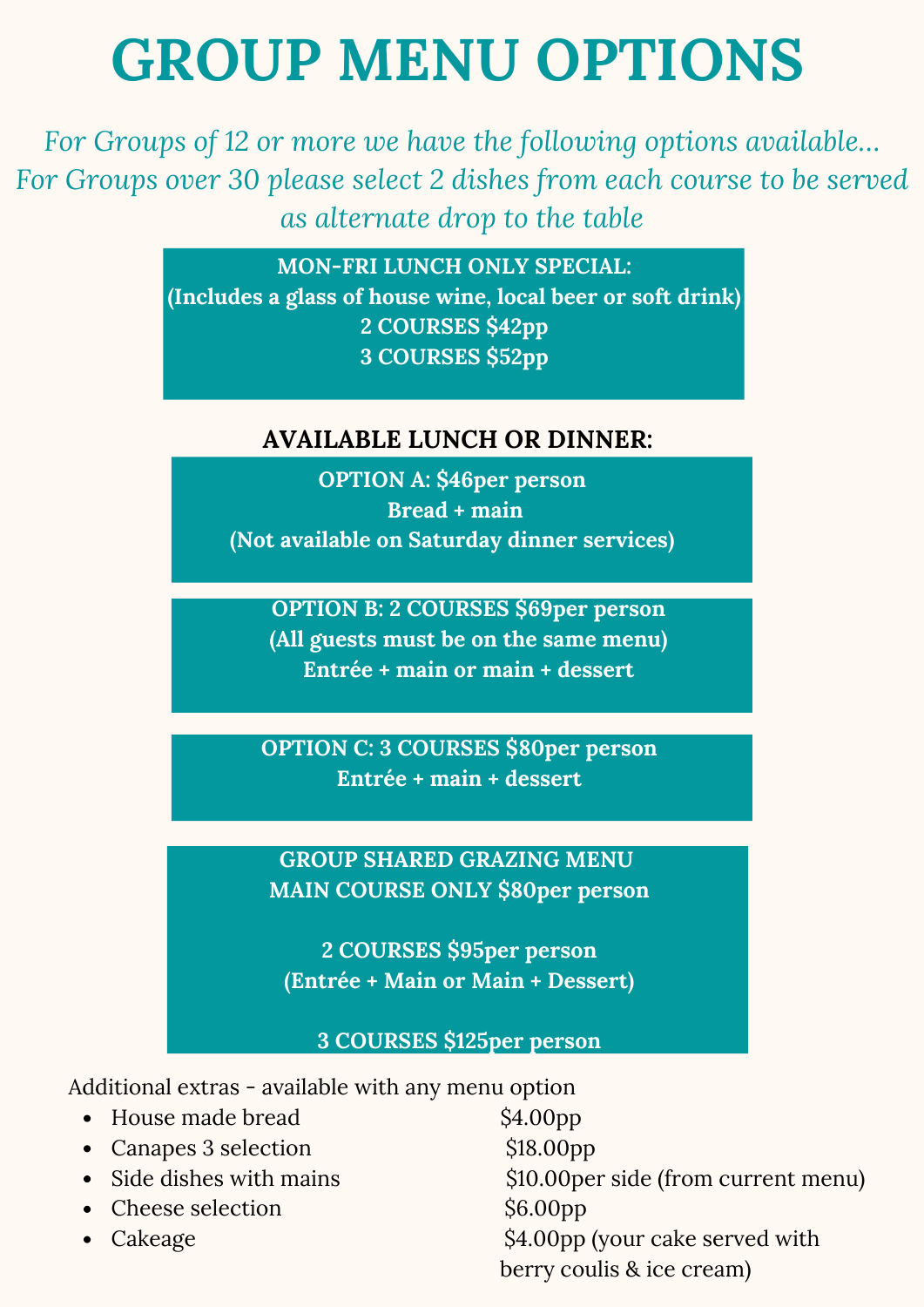# GROUP MENU OPTIONS

*For Groups of 12 or more we have the following options available…*
*For Groups over 30 please select 2 dishes from each course to be served as alternate drop to the table*

**MON-FRI LUNCH ONLY SPECIAL:**
**(Includes a glass of house wine, local beer or soft drink)**
**2 COURSES $42pp**
**3 COURSES $52pp**

## AVAILABLE LUNCH OR DINNER:

**OPTION A: $46per person**
**Bread + main**
**(Not available on Saturday dinner services)**

**OPTION B: 2 COURSES $69per person**
**(All guests must be on the same menu)**
**Entrée + main or main + dessert**

**OPTION C: 3 COURSES $80per person**
**Entrée + main + dessert**

**GROUP SHARED GRAZING MENU**
**MAIN COURSE ONLY $80per person**

**2 COURSES $95per person**
**(Entrée + Main or Main + Dessert)**

**3 COURSES $125per person**

Additional extras - available with any menu option

- House made bread — $4.00pp
- Canapes 3 selection — $18.00pp
- Side dishes with mains — $10.00per side (from current menu)
- Cheese selection — $6.00pp
- Cakeage — $4.00pp (your cake served with berry coulis & ice cream)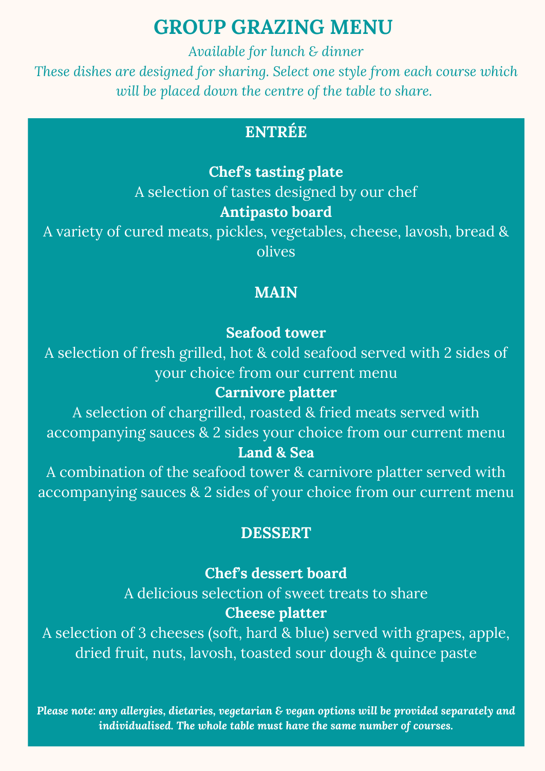# GROUP GRAZING MENU

*Available for lunch & dinner*

*These dishes are designed for sharing. Select one style from each course which will be placed down the centre of the table to share.*

## ENTRÉE

**Chef's tasting plate**

A selection of tastes designed by our chef

**Antipasto board**

A variety of cured meats, pickles, vegetables, cheese, lavosh, bread & olives

## MAIN

**Seafood tower**

A selection of fresh grilled, hot & cold seafood served with 2 sides of your choice from our current menu

**Carnivore platter**

A selection of chargrilled, roasted & fried meats served with accompanying sauces & 2 sides your choice from our current menu

**Land & Sea**

A combination of the seafood tower & carnivore platter served with accompanying sauces & 2 sides of your choice from our current menu

## DESSERT

**Chef's dessert board**

A delicious selection of sweet treats to share

**Cheese platter**

A selection of 3 cheeses (soft, hard & blue) served with grapes, apple, dried fruit, nuts, lavosh, toasted sour dough & quince paste

***Please note: any allergies, dietaries, vegetarian & vegan options will be provided separately and individualised. The whole table must have the same number of courses.***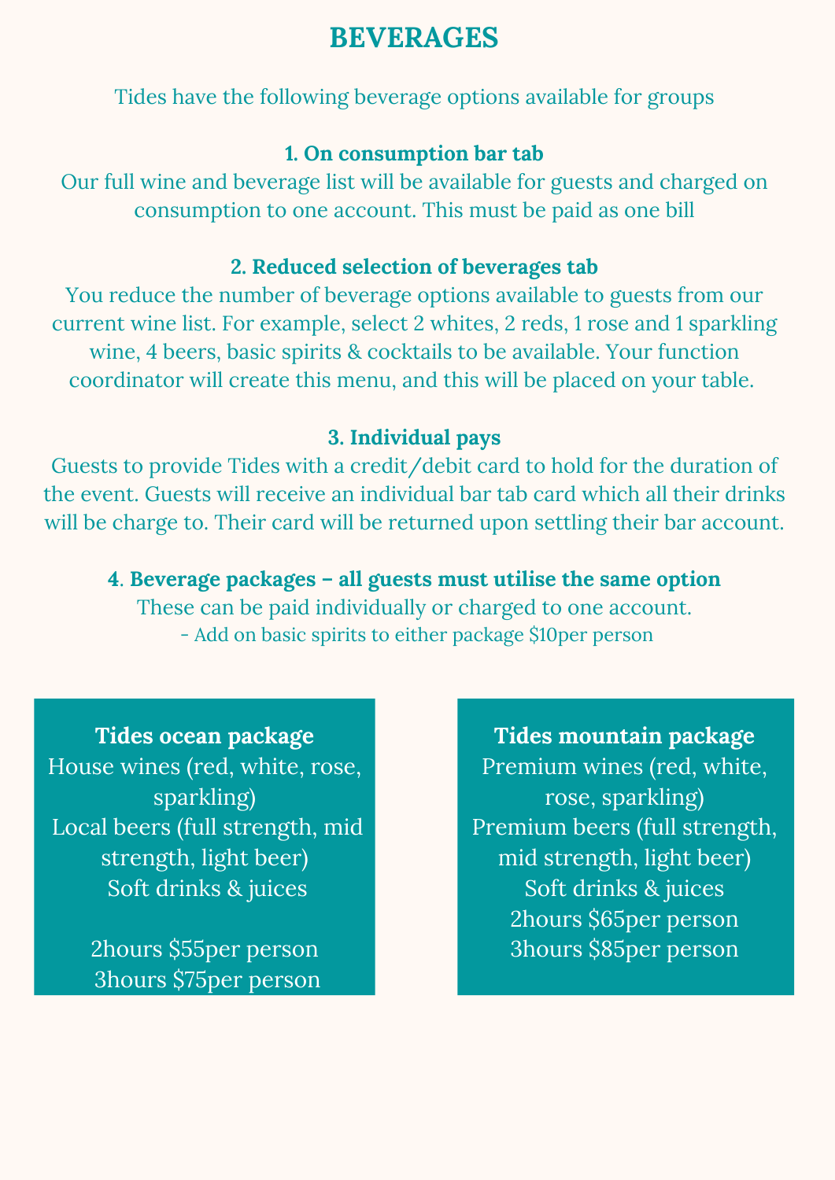# BEVERAGES

Tides have the following beverage options available for groups

### 1. On consumption bar tab

Our full wine and beverage list will be available for guests and charged on consumption to one account. This must be paid as one bill

### 2. Reduced selection of beverages tab

You reduce the number of beverage options available to guests from our current wine list. For example, select 2 whites, 2 reds, 1 rose and 1 sparkling wine, 4 beers, basic spirits & cocktails to be available. Your function coordinator will create this menu, and this will be placed on your table.

### 3. Individual pays

Guests to provide Tides with a credit/debit card to hold for the duration of the event. Guests will receive an individual bar tab card which all their drinks will be charge to. Their card will be returned upon settling their bar account.

### 4. Beverage packages – all guests must utilise the same option

These can be paid individually or charged to one account.

- Add on basic spirits to either package $10per person

**Tides ocean package**

House wines (red, white, rose, sparkling)
Local beers (full strength, mid strength, light beer)
Soft drinks & juices

2hours $55per person
3hours $75per person

**Tides mountain package**

Premium wines (red, white, rose, sparkling)
Premium beers (full strength, mid strength, light beer)
Soft drinks & juices
2hours $65per person
3hours $85per person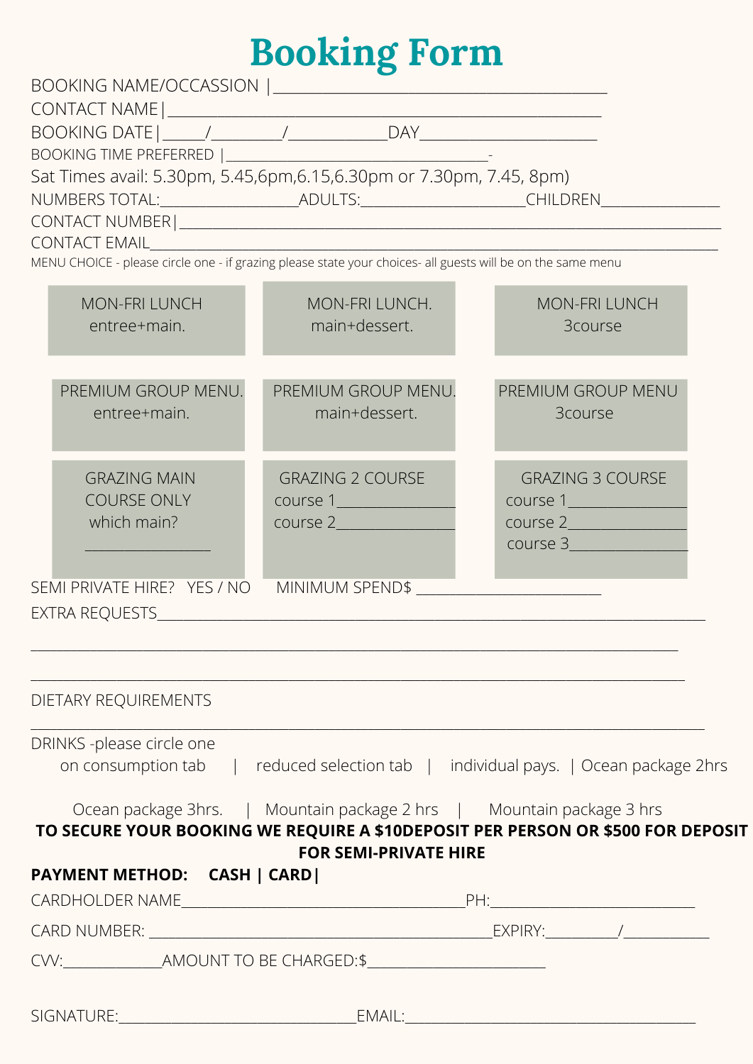# Booking Form

BOOKING NAME/OCCASSION |\_\_\_\_\_\_\_\_\_\_\_\_\_\_\_\_\_\_\_\_\_\_\_\_\_\_\_\_\_\_\_\_\_\_\_\_\_\_\_\_

CONTACT NAME|\_\_\_\_\_\_\_\_\_\_\_\_\_\_\_\_\_\_\_\_\_\_\_\_\_\_\_\_\_\_\_\_\_\_\_\_\_\_\_\_\_\_\_\_\_\_\_\_\_\_

BOOKING DATE|\_\_\_\_\_/\_\_\_\_\_\_\_\_\_/\_\_\_\_\_\_\_\_\_\_\_\_DAY\_\_\_\_\_\_\_\_\_\_\_\_\_\_\_\_\_\_\_\_\_\_

BOOKING TIME PREFERRED |\_\_\_\_\_\_\_\_\_\_\_\_\_\_\_\_\_\_\_\_\_\_\_\_\_\_\_\_\_\_\_\_\_\_\_\_-

Sat Times avail: 5.30pm, 5.45,6pm,6.15,6.30pm or 7.30pm, 7.45, 8pm)

NUMBERS TOTAL:\_\_\_\_\_\_\_\_\_\_\_\_\_\_\_\_\_\_ADULTS:\_\_\_\_\_\_\_\_\_\_\_\_\_\_\_\_\_\_\_\_\_CHILDREN\_\_\_\_\_\_\_\_\_\_\_\_\_\_\_\_

CONTACT NUMBER|\_\_\_\_\_\_\_\_\_\_\_\_\_\_\_\_\_\_\_\_\_\_\_\_\_\_\_\_\_\_\_\_\_\_\_\_\_\_\_\_\_\_\_\_\_\_\_\_\_\_\_\_\_\_\_\_\_\_\_\_\_\_\_\_\_\_

CONTACT EMAIL\_\_\_\_\_\_\_\_\_\_\_\_\_\_\_\_\_\_\_\_\_\_\_\_\_\_\_\_\_\_\_\_\_\_\_\_\_\_\_\_\_\_\_\_\_\_\_\_\_\_\_\_\_\_\_\_\_\_\_\_\_\_\_\_\_\_\_\_

MENU CHOICE - please circle one - if grazing please state your choices- all guests will be on the same menu

| | | |
|---|---|---|
| MON-FRI LUNCH entree+main. | MON-FRI LUNCH. main+dessert. | MON-FRI LUNCH 3course |
| PREMIUM GROUP MENU. entree+main. | PREMIUM GROUP MENU. main+dessert. | PREMIUM GROUP MENU 3course |
| GRAZING MAIN COURSE ONLY which main? \_\_\_\_\_\_\_\_\_\_\_\_\_\_\_\_ | GRAZING 2 COURSE course 1\_\_\_\_\_\_\_\_\_\_\_\_\_\_\_ course 2\_\_\_\_\_\_\_\_\_\_\_\_\_\_\_ | GRAZING 3 COURSE course 1\_\_\_\_\_\_\_\_\_\_\_\_\_\_\_ course 2\_\_\_\_\_\_\_\_\_\_\_\_\_\_\_ course 3\_\_\_\_\_\_\_\_\_\_\_\_\_\_\_ |

SEMI PRIVATE HIRE? YES / NO MINIMUM SPEND$ \_\_\_\_\_\_\_\_\_\_\_\_\_\_\_\_\_\_\_\_\_\_\_\_\_

EXTRA REQUESTS\_\_\_\_\_\_\_\_\_\_\_\_\_\_\_\_\_\_\_\_\_\_\_\_\_\_\_\_\_\_\_\_\_\_\_\_\_\_\_\_\_\_\_\_\_\_\_\_\_\_\_\_\_\_\_\_\_\_\_\_\_\_\_\_\_\_\_\_\_\_

\_\_\_\_\_\_\_\_\_\_\_\_\_\_\_\_\_\_\_\_\_\_\_\_\_\_\_\_\_\_\_\_\_\_\_\_\_\_\_\_\_\_\_\_\_\_\_\_\_\_\_\_\_\_\_\_\_\_\_\_\_\_\_\_\_\_\_\_\_\_\_\_\_\_\_\_\_\_\_\_\_\_\_\_

\_\_\_\_\_\_\_\_\_\_\_\_\_\_\_\_\_\_\_\_\_\_\_\_\_\_\_\_\_\_\_\_\_\_\_\_\_\_\_\_\_\_\_\_\_\_\_\_\_\_\_\_\_\_\_\_\_\_\_\_\_\_\_\_\_\_\_\_\_\_\_\_\_\_\_\_\_\_\_\_\_\_\_\_

DIETARY REQUIREMENTS

\_\_\_\_\_\_\_\_\_\_\_\_\_\_\_\_\_\_\_\_\_\_\_\_\_\_\_\_\_\_\_\_\_\_\_\_\_\_\_\_\_\_\_\_\_\_\_\_\_\_\_\_\_\_\_\_\_\_\_\_\_\_\_\_\_\_\_\_\_\_\_\_\_\_\_\_\_\_\_\_\_\_\_\_

DRINKS -please circle one

on consumption tab | reduced selection tab | individual pays. | Ocean package 2hrs

Ocean package 3hrs. | Mountain package 2 hrs | Mountain package 3 hrs

**TO SECURE YOUR BOOKING WE REQUIRE A $10DEPOSIT PER PERSON OR $500 FOR DEPOSIT FOR SEMI-PRIVATE HIRE**

**PAYMENT METHOD: CASH | CARD|**

CARDHOLDER NAME\_\_\_\_\_\_\_\_\_\_\_\_\_\_\_\_\_\_\_\_\_\_\_\_\_\_\_\_\_\_\_\_\_\_\_\_\_\_\_\_PH:\_\_\_\_\_\_\_\_\_\_\_\_\_\_\_\_\_\_\_\_\_\_\_\_\_\_\_\_\_

CARD NUMBER: \_\_\_\_\_\_\_\_\_\_\_\_\_\_\_\_\_\_\_\_\_\_\_\_\_\_\_\_\_\_\_\_\_\_\_\_\_\_\_\_\_\_\_\_\_\_\_\_\_EXPIRY:\_\_\_\_\_\_\_\_\_\_/\_\_\_\_\_\_\_\_\_\_\_\_

CVV:\_\_\_\_\_\_\_\_\_\_\_\_\_\_AMOUNT TO BE CHARGED:$\_\_\_\_\_\_\_\_\_\_\_\_\_\_\_\_\_\_\_\_\_\_\_\_\_

SIGNATURE:\_\_\_\_\_\_\_\_\_\_\_\_\_\_\_\_\_\_\_\_\_\_\_\_\_\_\_\_\_\_\_\_\_\_\_EMAIL:\_\_\_\_\_\_\_\_\_\_\_\_\_\_\_\_\_\_\_\_\_\_\_\_\_\_\_\_\_\_\_\_\_\_\_\_\_\_\_\_\_\_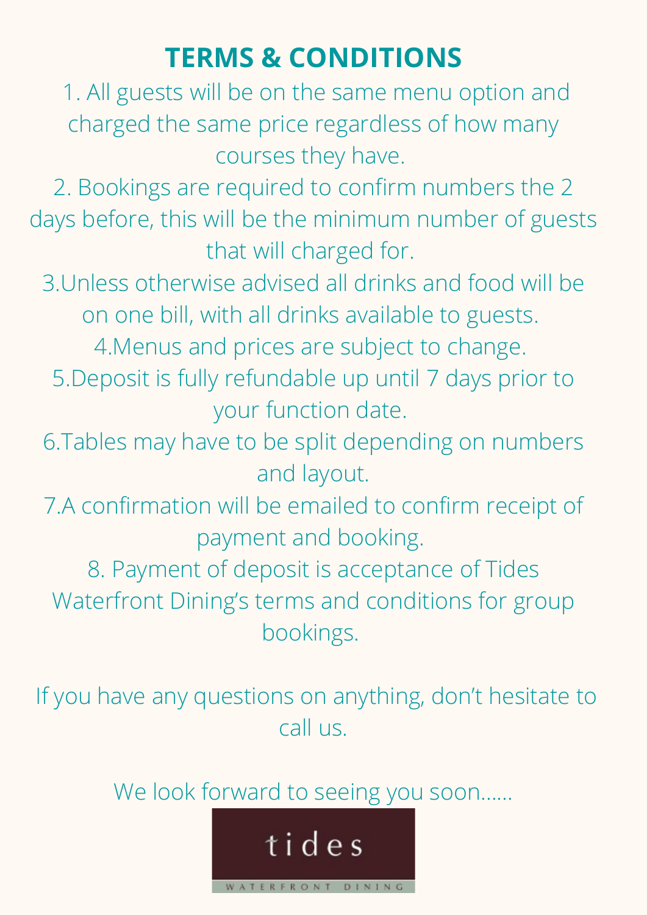# TERMS & CONDITIONS

1. All guests will be on the same menu option and charged the same price regardless of how many courses they have.
2. Bookings are required to confirm numbers the 2 days before, this will be the minimum number of guests that will charged for.
3. Unless otherwise advised all drinks and food will be on one bill, with all drinks available to guests.
4. Menus and prices are subject to change.
5. Deposit is fully refundable up until 7 days prior to your function date.
6. Tables may have to be split depending on numbers and layout.
7. A confirmation will be emailed to confirm receipt of payment and booking.
8. Payment of deposit is acceptance of Tides Waterfront Dining's terms and conditions for group bookings.

If you have any questions on anything, don't hesitate to call us.

We look forward to seeing you soon......

tides

WATERFRONT DINING